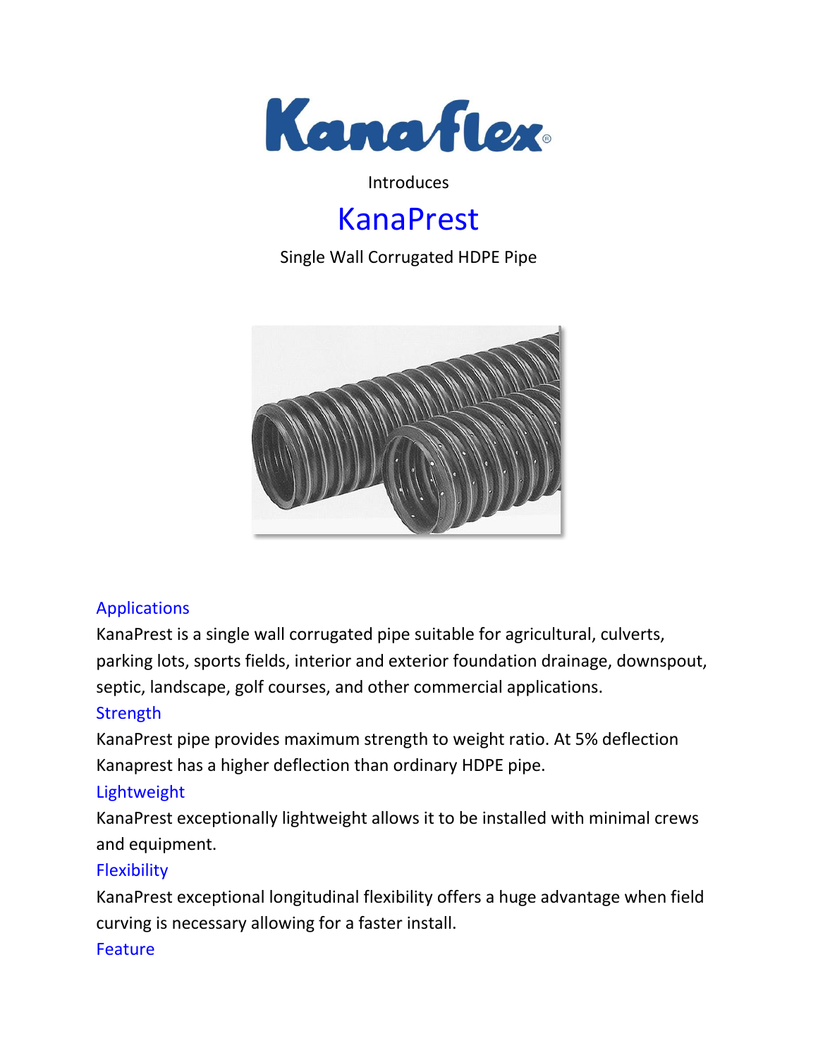# Kanaflex®

Introduces

# KanaPrest

Single Wall Corrugated HDPE Pipe

## Applications

KanaPrest is a single wall corrugated pipe suitable for agricultural, culverts, parking lots, sports fields, interior and exterior foundation drainage, downspout, septic, landscape, golf courses, and other commercial applications.

## Strength

KanaPrest pipe provides maximum strength to weight ratio. At 5% deflection Kanaprest has a higher deflection than ordinary HDPE pipe.

## Lightweight

KanaPrest exceptionally lightweight allows it to be installed with minimal crews and equipment.

## Flexibility

KanaPrest exceptional longitudinal flexibility offers a huge advantage when field curving is necessary allowing for a faster install.

## Feature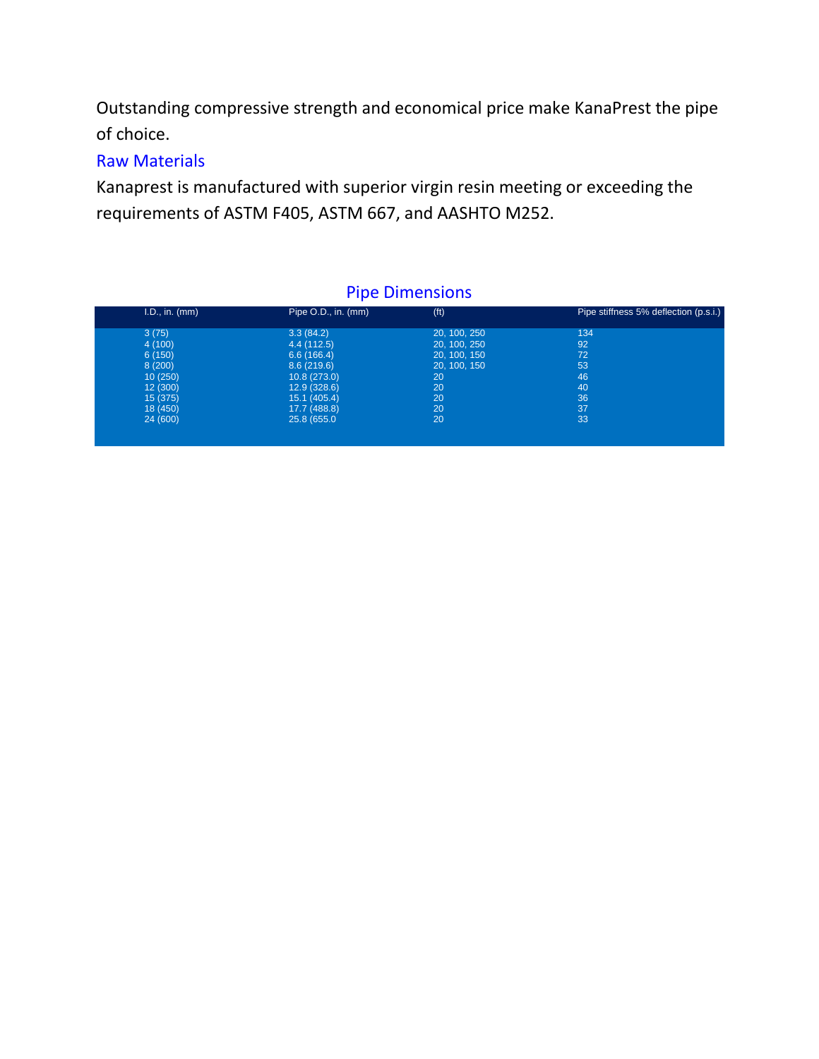Outstanding compressive strength and economical price make KanaPrest the pipe of choice.

## Raw Materials

Kanaprest is manufactured with superior virgin resin meeting or exceeding the requirements of ASTM F405, ASTM 667, and AASHTO M252.

## Pipe Dimensions

| I.D., in. (mm) | Pipe O.D., in. (mm) | (ft) | Pipe stiffness 5% deflection (p.s.i.) |
|---|---|---|---|
| 3 (75) | 3.3 (84.2) | 20, 100, 250 | 134 |
| 4 (100) | 4.4 (112.5) | 20, 100, 250 | 92 |
| 6 (150) | 6.6 (166.4) | 20, 100, 150 | 72 |
| 8 (200) | 8.6 (219.6) | 20, 100, 150 | 53 |
| 10 (250) | 10.8 (273.0) | 20 | 46 |
| 12 (300) | 12.9 (328.6) | 20 | 40 |
| 15 (375) | 15.1 (405.4) | 20 | 36 |
| 18 (450) | 17.7 (488.8) | 20 | 37 |
| 24 (600) | 25.8 (655.0 | 20 | 33 |